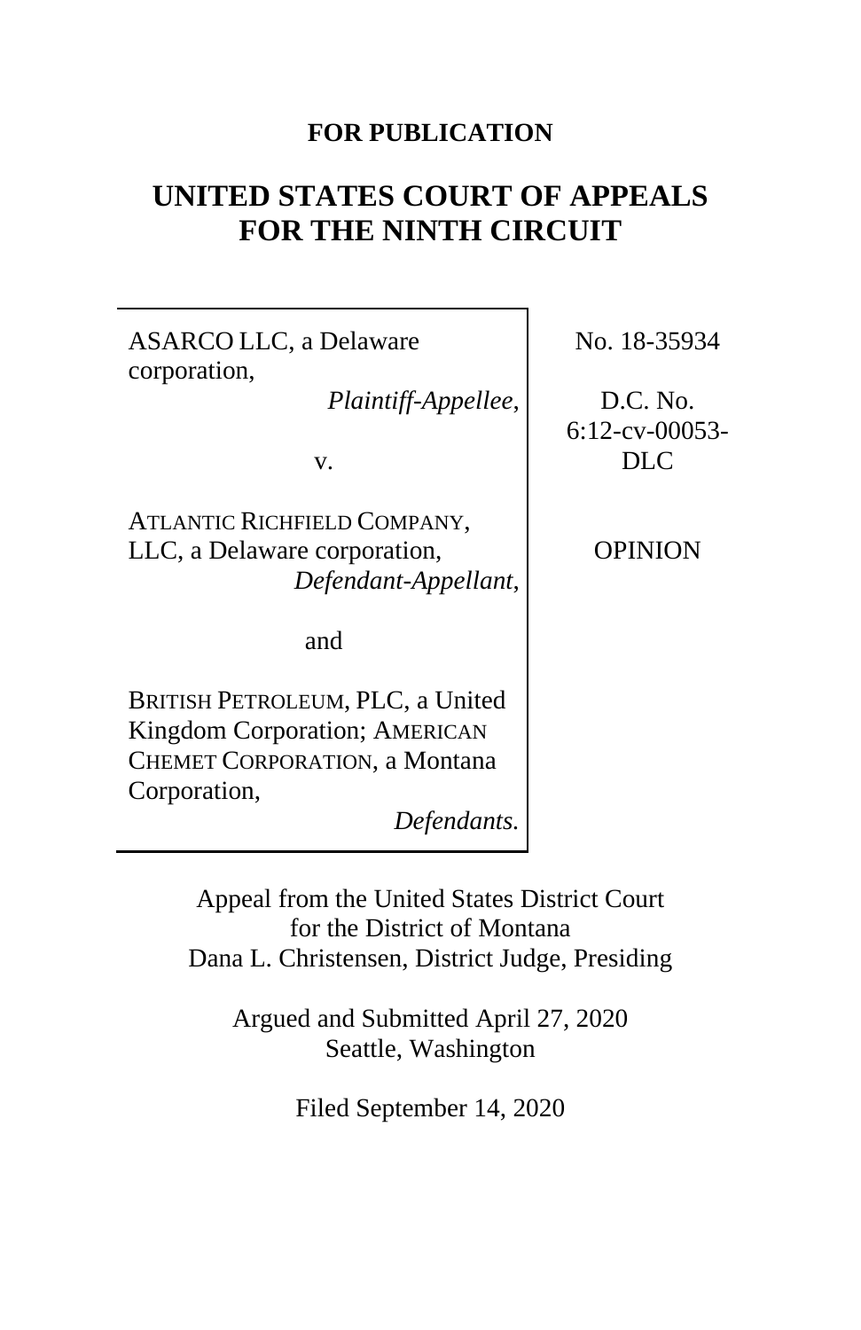**FOR PUBLICATION**

# UNITED STATES COURT OF APPEALS FOR THE NINTH CIRCUIT

| | |
|---|---|
| ASARCO LLC, a Delaware corporation, *Plaintiff-Appellee*, | No. 18-35934 |
| v. | D.C. No. 6:12-cv-00053-DLC |
| ATLANTIC RICHFIELD COMPANY, LLC, a Delaware corporation, *Defendant-Appellant*, | OPINION |
| and | |
| BRITISH PETROLEUM, PLC, a United Kingdom Corporation; AMERICAN CHEMET CORPORATION, a Montana Corporation, *Defendants.* | |

Appeal from the United States District Court
for the District of Montana
Dana L. Christensen, District Judge, Presiding

Argued and Submitted April 27, 2020
Seattle, Washington

Filed September 14, 2020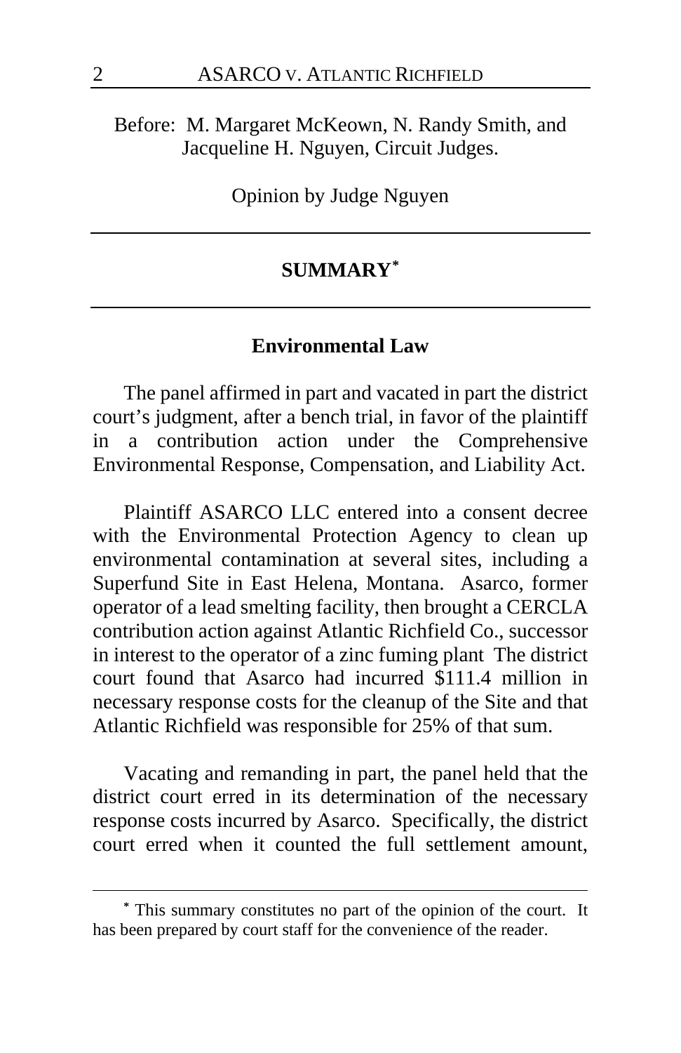Before: M. Margaret McKeown, N. Randy Smith, and Jacqueline H. Nguyen, Circuit Judges.

Opinion by Judge Nguyen

## SUMMARY[*]

### Environmental Law

The panel affirmed in part and vacated in part the district court's judgment, after a bench trial, in favor of the plaintiff in a contribution action under the Comprehensive Environmental Response, Compensation, and Liability Act.

Plaintiff ASARCO LLC entered into a consent decree with the Environmental Protection Agency to clean up environmental contamination at several sites, including a Superfund Site in East Helena, Montana. Asarco, former operator of a lead smelting facility, then brought a CERCLA contribution action against Atlantic Richfield Co., successor in interest to the operator of a zinc fuming plant The district court found that Asarco had incurred $111.4 million in necessary response costs for the cleanup of the Site and that Atlantic Richfield was responsible for 25% of that sum.

Vacating and remanding in part, the panel held that the district court erred in its determination of the necessary response costs incurred by Asarco. Specifically, the district court erred when it counted the full settlement amount,

[*] This summary constitutes no part of the opinion of the court. It has been prepared by court staff for the convenience of the reader.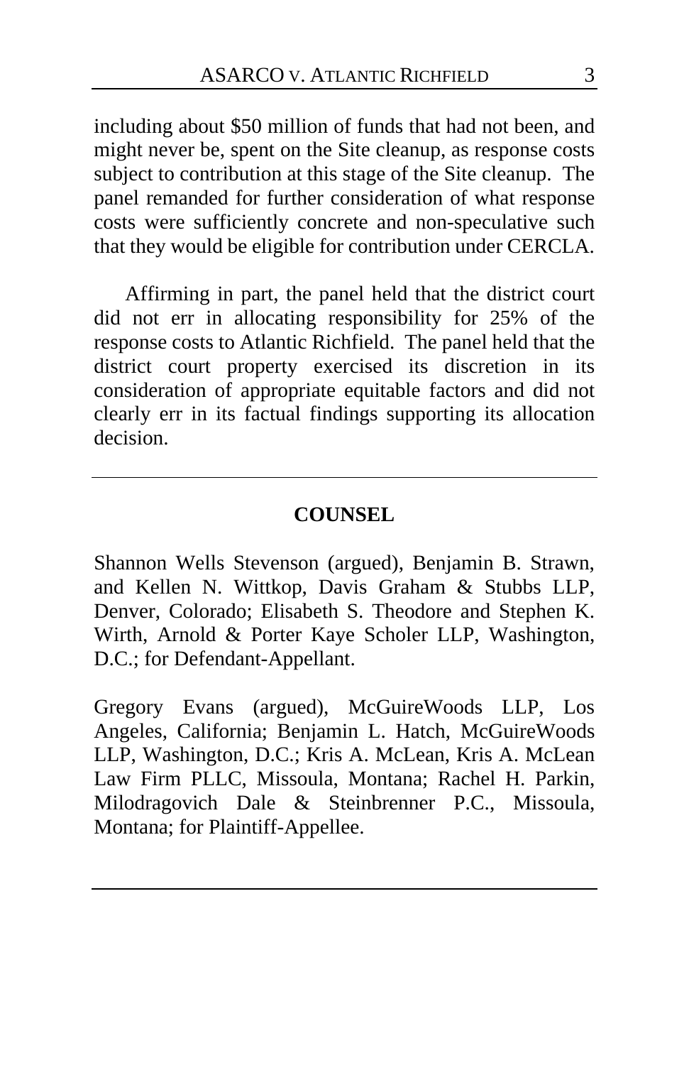including about $50 million of funds that had not been, and might never be, spent on the Site cleanup, as response costs subject to contribution at this stage of the Site cleanup. The panel remanded for further consideration of what response costs were sufficiently concrete and non-speculative such that they would be eligible for contribution under CERCLA.

Affirming in part, the panel held that the district court did not err in allocating responsibility for 25% of the response costs to Atlantic Richfield. The panel held that the district court property exercised its discretion in its consideration of appropriate equitable factors and did not clearly err in its factual findings supporting its allocation decision.

---

## COUNSEL

Shannon Wells Stevenson (argued), Benjamin B. Strawn, and Kellen N. Wittkop, Davis Graham & Stubbs LLP, Denver, Colorado; Elisabeth S. Theodore and Stephen K. Wirth, Arnold & Porter Kaye Scholer LLP, Washington, D.C.; for Defendant-Appellant.

Gregory Evans (argued), McGuireWoods LLP, Los Angeles, California; Benjamin L. Hatch, McGuireWoods LLP, Washington, D.C.; Kris A. McLean, Kris A. McLean Law Firm PLLC, Missoula, Montana; Rachel H. Parkin, Milodragovich Dale & Steinbrenner P.C., Missoula, Montana; for Plaintiff-Appellee.

---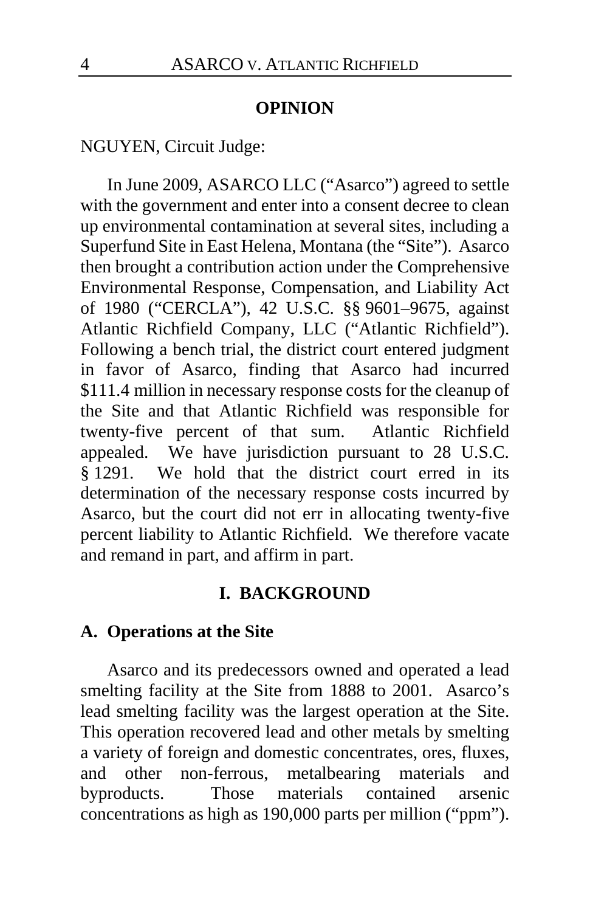## OPINION

NGUYEN, Circuit Judge:

In June 2009, ASARCO LLC ("Asarco") agreed to settle with the government and enter into a consent decree to clean up environmental contamination at several sites, including a Superfund Site in East Helena, Montana (the "Site"). Asarco then brought a contribution action under the Comprehensive Environmental Response, Compensation, and Liability Act of 1980 ("CERCLA"), 42 U.S.C. §§ 9601–9675, against Atlantic Richfield Company, LLC ("Atlantic Richfield"). Following a bench trial, the district court entered judgment in favor of Asarco, finding that Asarco had incurred $111.4 million in necessary response costs for the cleanup of the Site and that Atlantic Richfield was responsible for twenty-five percent of that sum. Atlantic Richfield appealed. We have jurisdiction pursuant to 28 U.S.C. § 1291. We hold that the district court erred in its determination of the necessary response costs incurred by Asarco, but the court did not err in allocating twenty-five percent liability to Atlantic Richfield. We therefore vacate and remand in part, and affirm in part.

## I. BACKGROUND

### A. Operations at the Site

Asarco and its predecessors owned and operated a lead smelting facility at the Site from 1888 to 2001. Asarco's lead smelting facility was the largest operation at the Site. This operation recovered lead and other metals by smelting a variety of foreign and domestic concentrates, ores, fluxes, and other non-ferrous, metalbearing materials and byproducts. Those materials contained arsenic concentrations as high as 190,000 parts per million ("ppm").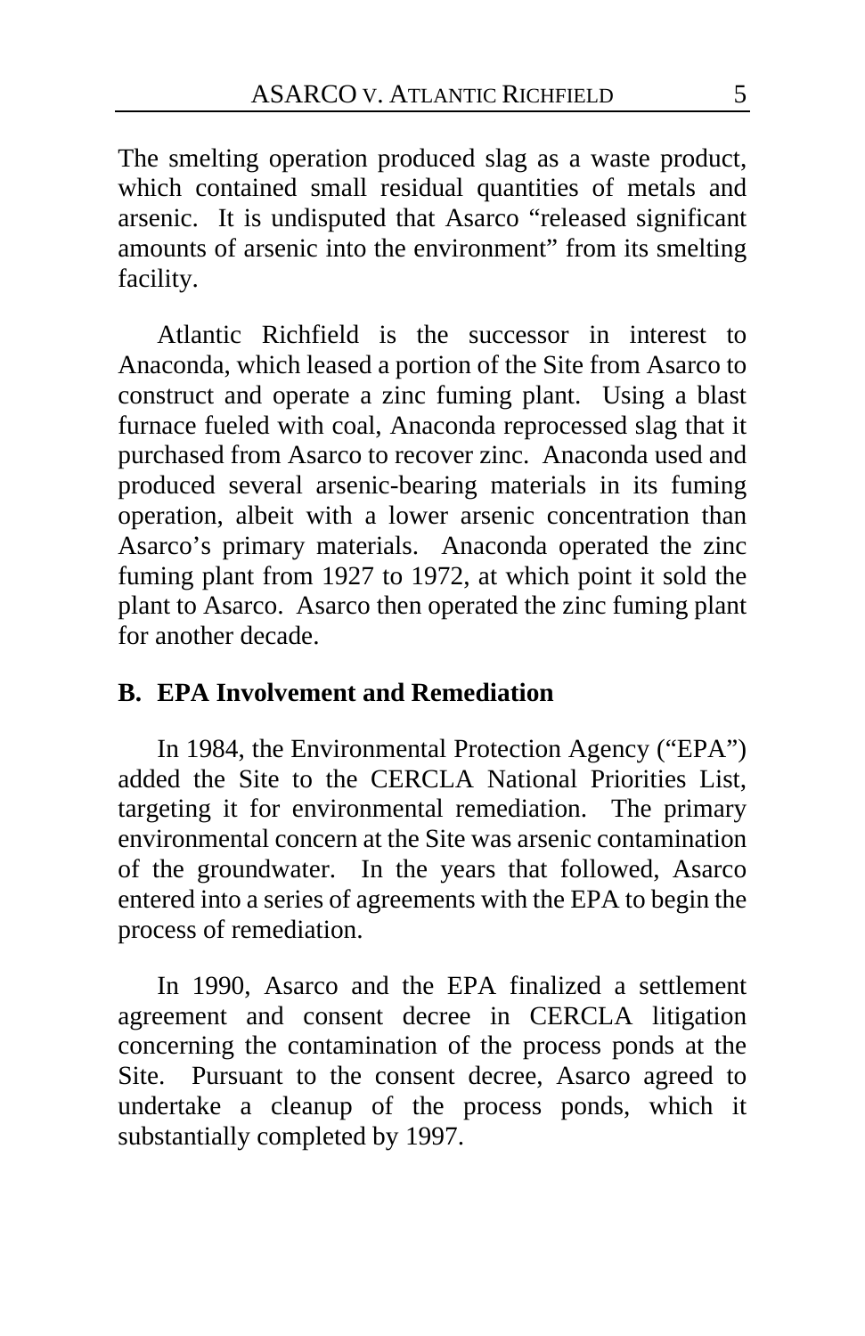The smelting operation produced slag as a waste product, which contained small residual quantities of metals and arsenic. It is undisputed that Asarco "released significant amounts of arsenic into the environment" from its smelting facility.

Atlantic Richfield is the successor in interest to Anaconda, which leased a portion of the Site from Asarco to construct and operate a zinc fuming plant. Using a blast furnace fueled with coal, Anaconda reprocessed slag that it purchased from Asarco to recover zinc. Anaconda used and produced several arsenic-bearing materials in its fuming operation, albeit with a lower arsenic concentration than Asarco's primary materials. Anaconda operated the zinc fuming plant from 1927 to 1972, at which point it sold the plant to Asarco. Asarco then operated the zinc fuming plant for another decade.

## B. EPA Involvement and Remediation

In 1984, the Environmental Protection Agency ("EPA") added the Site to the CERCLA National Priorities List, targeting it for environmental remediation. The primary environmental concern at the Site was arsenic contamination of the groundwater. In the years that followed, Asarco entered into a series of agreements with the EPA to begin the process of remediation.

In 1990, Asarco and the EPA finalized a settlement agreement and consent decree in CERCLA litigation concerning the contamination of the process ponds at the Site. Pursuant to the consent decree, Asarco agreed to undertake a cleanup of the process ponds, which it substantially completed by 1997.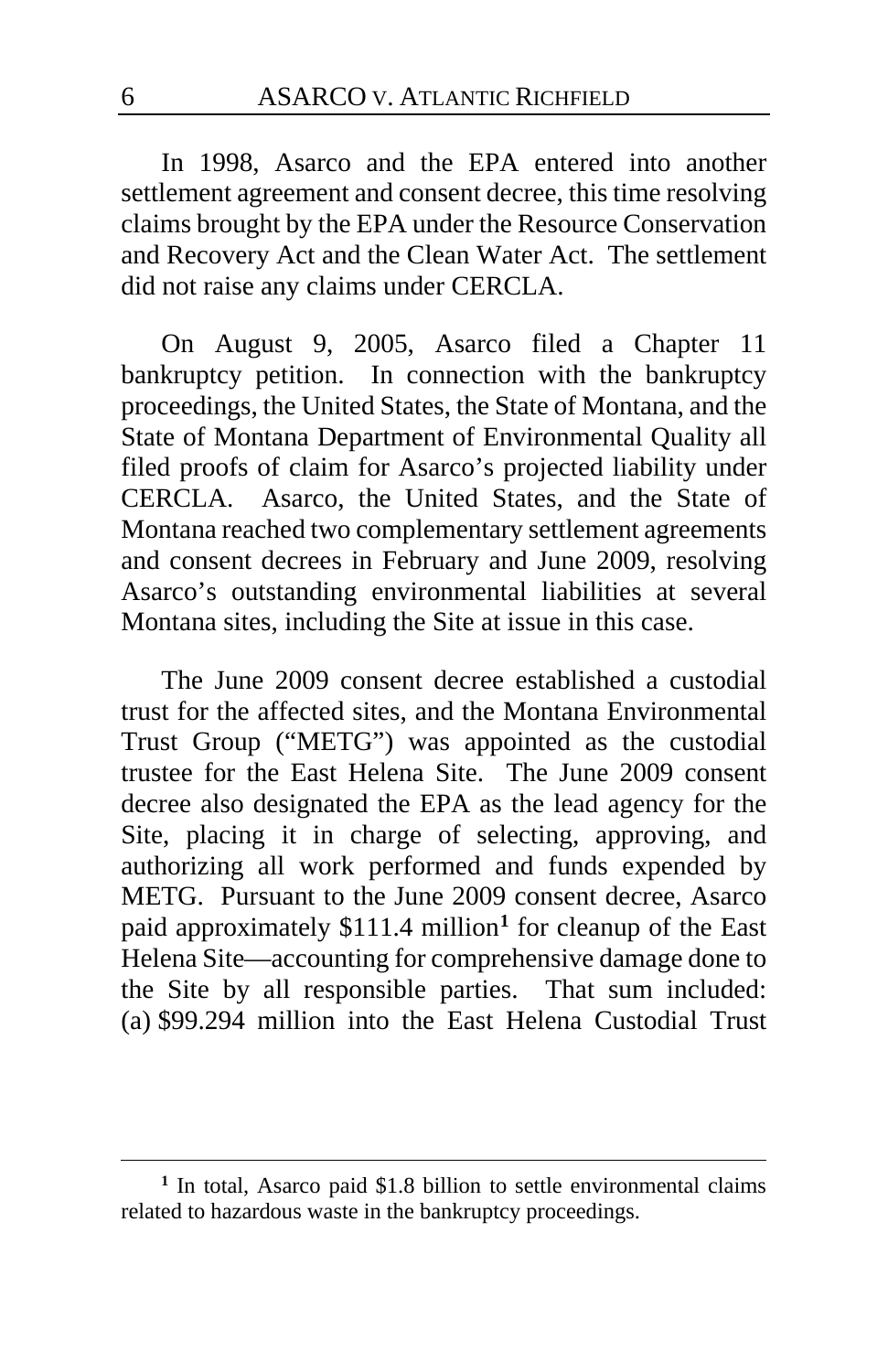In 1998, Asarco and the EPA entered into another settlement agreement and consent decree, this time resolving claims brought by the EPA under the Resource Conservation and Recovery Act and the Clean Water Act. The settlement did not raise any claims under CERCLA.

On August 9, 2005, Asarco filed a Chapter 11 bankruptcy petition. In connection with the bankruptcy proceedings, the United States, the State of Montana, and the State of Montana Department of Environmental Quality all filed proofs of claim for Asarco's projected liability under CERCLA. Asarco, the United States, and the State of Montana reached two complementary settlement agreements and consent decrees in February and June 2009, resolving Asarco's outstanding environmental liabilities at several Montana sites, including the Site at issue in this case.

The June 2009 consent decree established a custodial trust for the affected sites, and the Montana Environmental Trust Group ("METG") was appointed as the custodial trustee for the East Helena Site. The June 2009 consent decree also designated the EPA as the lead agency for the Site, placing it in charge of selecting, approving, and authorizing all work performed and funds expended by METG. Pursuant to the June 2009 consent decree, Asarco paid approximately $111.4 million[1] for cleanup of the East Helena Site—accounting for comprehensive damage done to the Site by all responsible parties. That sum included: (a) $99.294 million into the East Helena Custodial Trust

[1] In total, Asarco paid $1.8 billion to settle environmental claims related to hazardous waste in the bankruptcy proceedings.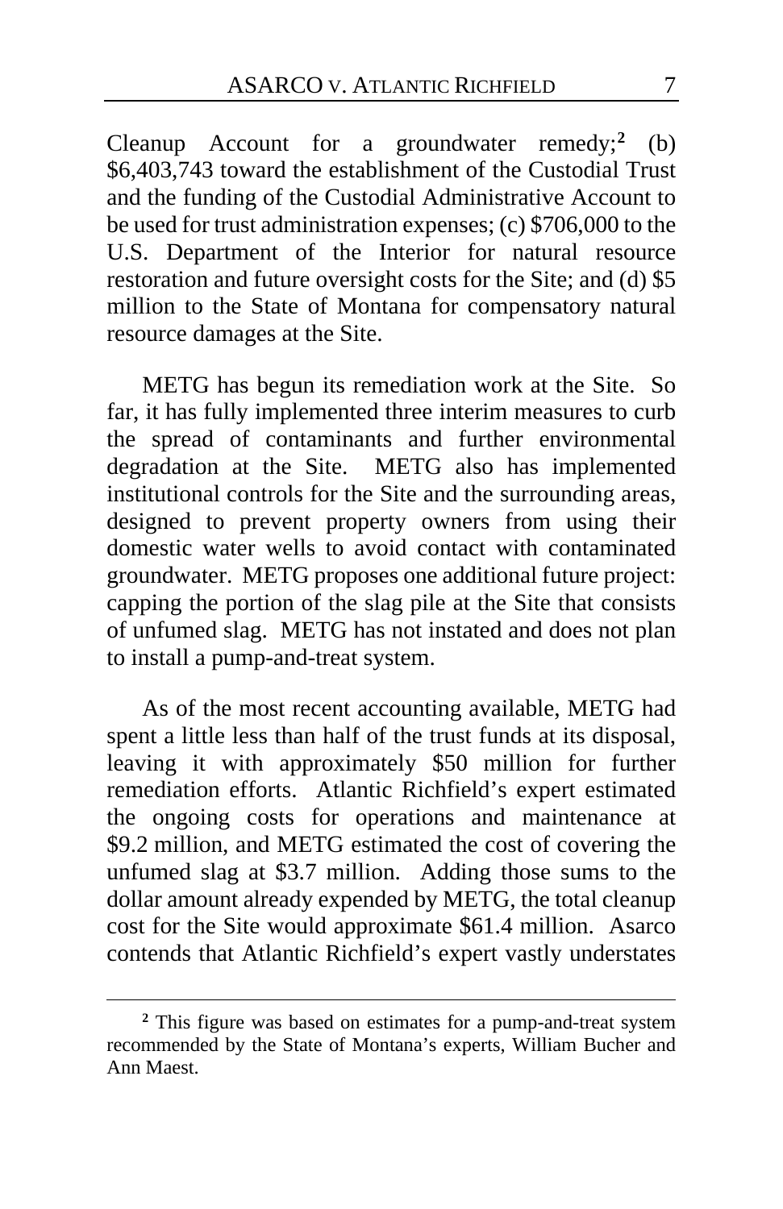Cleanup Account for a groundwater remedy;[2] (b) \$6,403,743 toward the establishment of the Custodial Trust and the funding of the Custodial Administrative Account to be used for trust administration expenses; (c) \$706,000 to the U.S. Department of the Interior for natural resource restoration and future oversight costs for the Site; and (d) \$5 million to the State of Montana for compensatory natural resource damages at the Site.

METG has begun its remediation work at the Site. So far, it has fully implemented three interim measures to curb the spread of contaminants and further environmental degradation at the Site. METG also has implemented institutional controls for the Site and the surrounding areas, designed to prevent property owners from using their domestic water wells to avoid contact with contaminated groundwater. METG proposes one additional future project: capping the portion of the slag pile at the Site that consists of unfumed slag. METG has not instated and does not plan to install a pump-and-treat system.

As of the most recent accounting available, METG had spent a little less than half of the trust funds at its disposal, leaving it with approximately \$50 million for further remediation efforts. Atlantic Richfield's expert estimated the ongoing costs for operations and maintenance at \$9.2 million, and METG estimated the cost of covering the unfumed slag at \$3.7 million. Adding those sums to the dollar amount already expended by METG, the total cleanup cost for the Site would approximate \$61.4 million. Asarco contends that Atlantic Richfield's expert vastly understates

---

[2] This figure was based on estimates for a pump-and-treat system recommended by the State of Montana's experts, William Bucher and Ann Maest.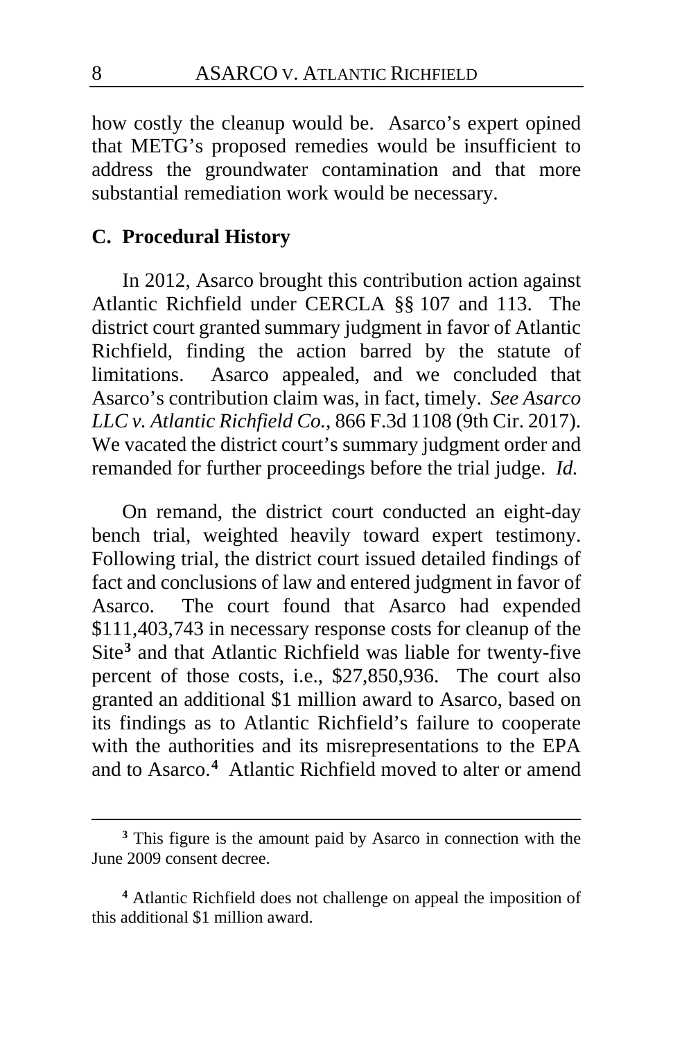how costly the cleanup would be. Asarco's expert opined that METG's proposed remedies would be insufficient to address the groundwater contamination and that more substantial remediation work would be necessary.

### C. Procedural History

In 2012, Asarco brought this contribution action against Atlantic Richfield under CERCLA §§ 107 and 113. The district court granted summary judgment in favor of Atlantic Richfield, finding the action barred by the statute of limitations. Asarco appealed, and we concluded that Asarco's contribution claim was, in fact, timely. *See Asarco LLC v. Atlantic Richfield Co.*, 866 F.3d 1108 (9th Cir. 2017). We vacated the district court's summary judgment order and remanded for further proceedings before the trial judge. *Id.*

On remand, the district court conducted an eight-day bench trial, weighted heavily toward expert testimony. Following trial, the district court issued detailed findings of fact and conclusions of law and entered judgment in favor of Asarco. The court found that Asarco had expended $111,403,743 in necessary response costs for cleanup of the Site[3] and that Atlantic Richfield was liable for twenty-five percent of those costs, i.e., $27,850,936. The court also granted an additional $1 million award to Asarco, based on its findings as to Atlantic Richfield's failure to cooperate with the authorities and its misrepresentations to the EPA and to Asarco.[4] Atlantic Richfield moved to alter or amend

---

[3] This figure is the amount paid by Asarco in connection with the June 2009 consent decree.

[4] Atlantic Richfield does not challenge on appeal the imposition of this additional $1 million award.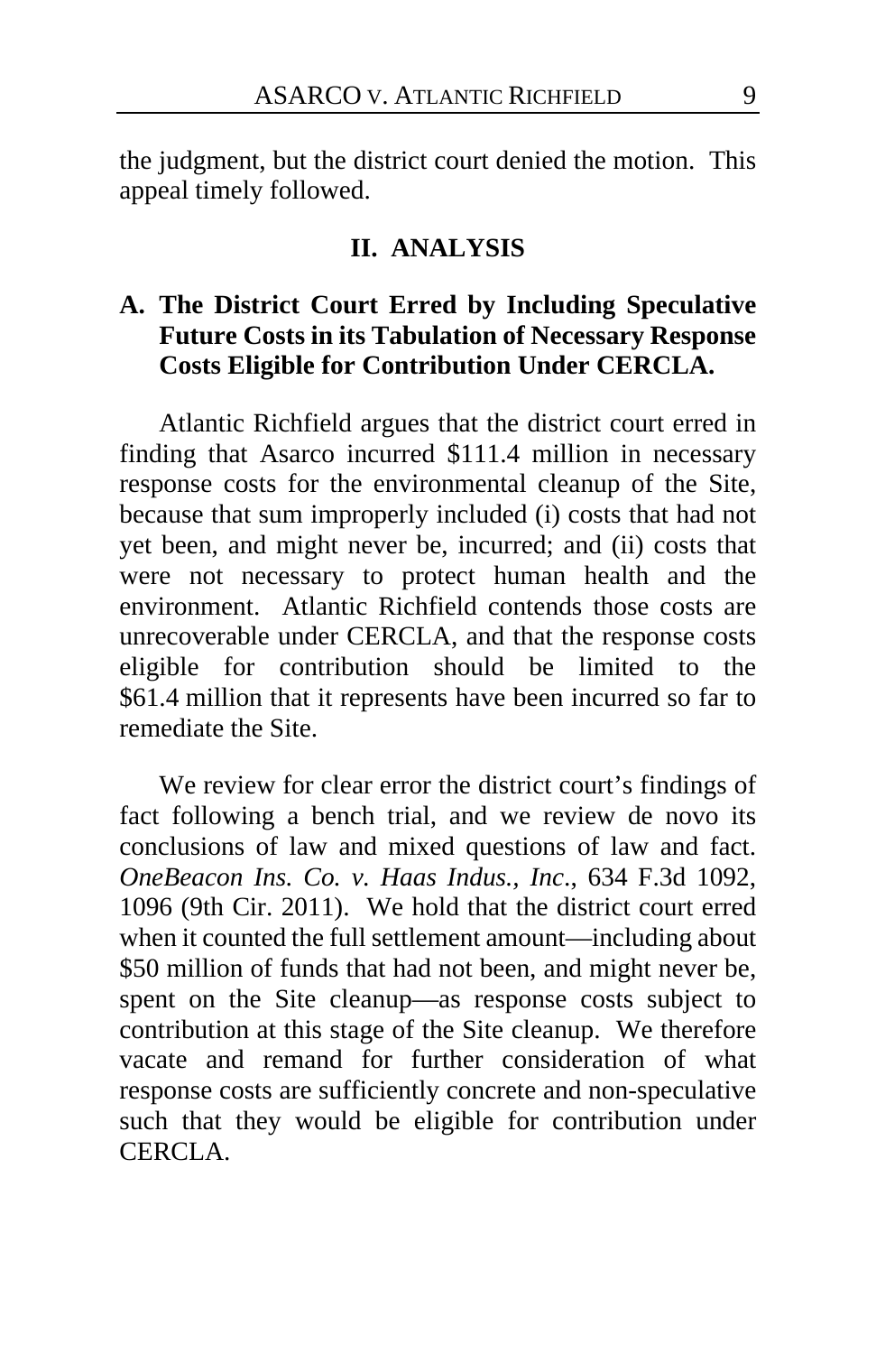the judgment, but the district court denied the motion. This appeal timely followed.

## II. ANALYSIS

### A. The District Court Erred by Including Speculative Future Costs in its Tabulation of Necessary Response Costs Eligible for Contribution Under CERCLA.

Atlantic Richfield argues that the district court erred in finding that Asarco incurred $111.4 million in necessary response costs for the environmental cleanup of the Site, because that sum improperly included (i) costs that had not yet been, and might never be, incurred; and (ii) costs that were not necessary to protect human health and the environment. Atlantic Richfield contends those costs are unrecoverable under CERCLA, and that the response costs eligible for contribution should be limited to the $61.4 million that it represents have been incurred so far to remediate the Site.

We review for clear error the district court's findings of fact following a bench trial, and we review de novo its conclusions of law and mixed questions of law and fact. *OneBeacon Ins. Co. v. Haas Indus., Inc*., 634 F.3d 1092, 1096 (9th Cir. 2011). We hold that the district court erred when it counted the full settlement amount—including about $50 million of funds that had not been, and might never be, spent on the Site cleanup—as response costs subject to contribution at this stage of the Site cleanup. We therefore vacate and remand for further consideration of what response costs are sufficiently concrete and non-speculative such that they would be eligible for contribution under CERCLA.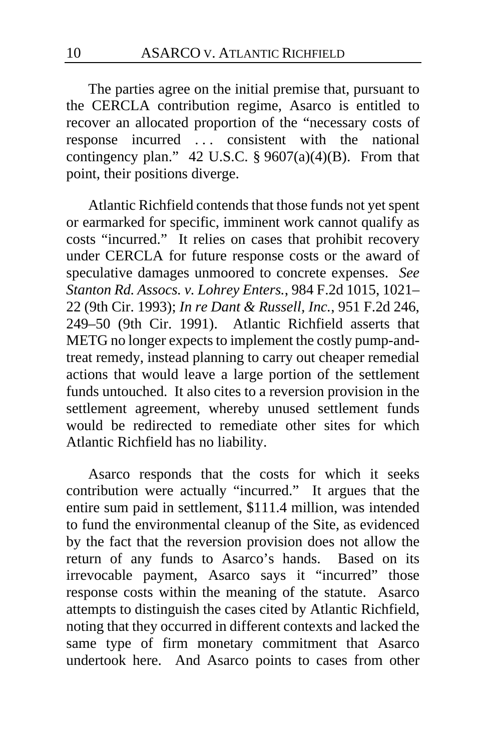The parties agree on the initial premise that, pursuant to the CERCLA contribution regime, Asarco is entitled to recover an allocated proportion of the "necessary costs of response incurred . . . consistent with the national contingency plan." 42 U.S.C. § 9607(a)(4)(B). From that point, their positions diverge.

Atlantic Richfield contends that those funds not yet spent or earmarked for specific, imminent work cannot qualify as costs "incurred." It relies on cases that prohibit recovery under CERCLA for future response costs or the award of speculative damages unmoored to concrete expenses. *See Stanton Rd. Assocs. v. Lohrey Enters.*, 984 F.2d 1015, 1021–22 (9th Cir. 1993); *In re Dant & Russell, Inc.*, 951 F.2d 246, 249–50 (9th Cir. 1991). Atlantic Richfield asserts that METG no longer expects to implement the costly pump-and-treat remedy, instead planning to carry out cheaper remedial actions that would leave a large portion of the settlement funds untouched. It also cites to a reversion provision in the settlement agreement, whereby unused settlement funds would be redirected to remediate other sites for which Atlantic Richfield has no liability.

Asarco responds that the costs for which it seeks contribution were actually "incurred." It argues that the entire sum paid in settlement, $111.4 million, was intended to fund the environmental cleanup of the Site, as evidenced by the fact that the reversion provision does not allow the return of any funds to Asarco's hands. Based on its irrevocable payment, Asarco says it "incurred" those response costs within the meaning of the statute. Asarco attempts to distinguish the cases cited by Atlantic Richfield, noting that they occurred in different contexts and lacked the same type of firm monetary commitment that Asarco undertook here. And Asarco points to cases from other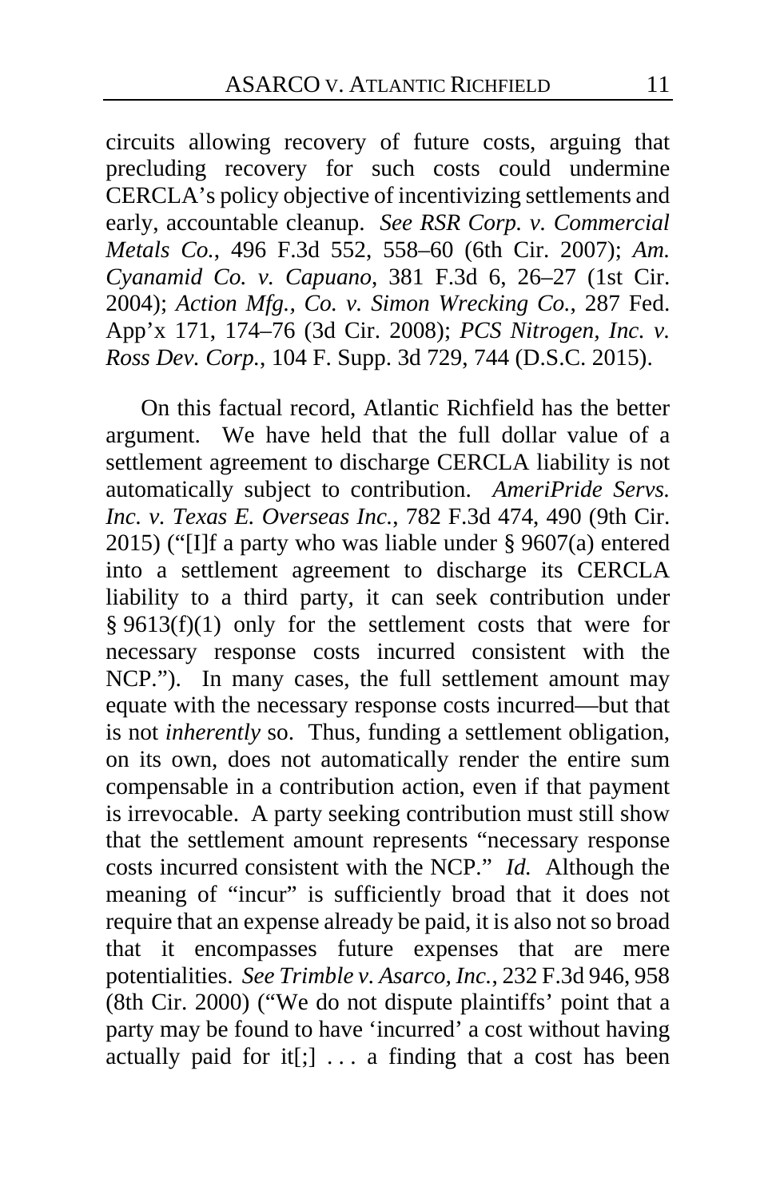circuits allowing recovery of future costs, arguing that precluding recovery for such costs could undermine CERCLA's policy objective of incentivizing settlements and early, accountable cleanup. *See RSR Corp. v. Commercial Metals Co.*, 496 F.3d 552, 558–60 (6th Cir. 2007); *Am. Cyanamid Co. v. Capuano*, 381 F.3d 6, 26–27 (1st Cir. 2004); *Action Mfg., Co. v. Simon Wrecking Co.*, 287 Fed. App'x 171, 174–76 (3d Cir. 2008); *PCS Nitrogen, Inc. v. Ross Dev. Corp.*, 104 F. Supp. 3d 729, 744 (D.S.C. 2015).

On this factual record, Atlantic Richfield has the better argument. We have held that the full dollar value of a settlement agreement to discharge CERCLA liability is not automatically subject to contribution. *AmeriPride Servs. Inc. v. Texas E. Overseas Inc.*, 782 F.3d 474, 490 (9th Cir. 2015) ("[I]f a party who was liable under § 9607(a) entered into a settlement agreement to discharge its CERCLA liability to a third party, it can seek contribution under § 9613(f)(1) only for the settlement costs that were for necessary response costs incurred consistent with the NCP."). In many cases, the full settlement amount may equate with the necessary response costs incurred—but that is not *inherently* so. Thus, funding a settlement obligation, on its own, does not automatically render the entire sum compensable in a contribution action, even if that payment is irrevocable. A party seeking contribution must still show that the settlement amount represents "necessary response costs incurred consistent with the NCP." *Id.* Although the meaning of "incur" is sufficiently broad that it does not require that an expense already be paid, it is also not so broad that it encompasses future expenses that are mere potentialities. *See Trimble v. Asarco, Inc.*, 232 F.3d 946, 958 (8th Cir. 2000) ("We do not dispute plaintiffs' point that a party may be found to have 'incurred' a cost without having actually paid for it[;] . . . a finding that a cost has been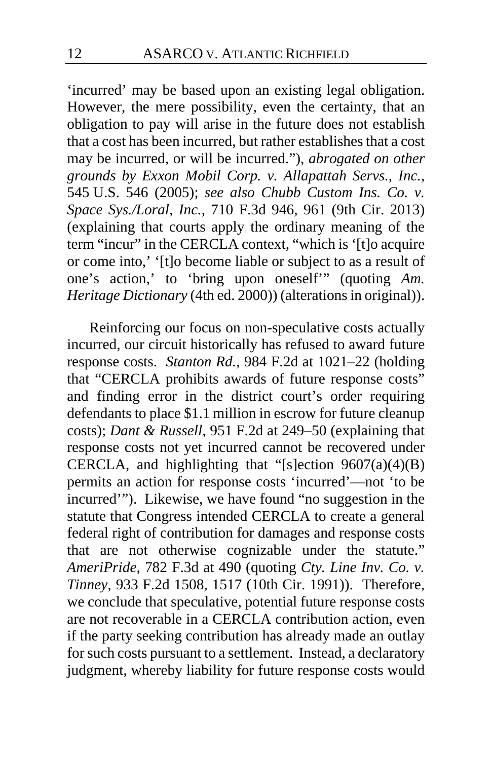'incurred' may be based upon an existing legal obligation. However, the mere possibility, even the certainty, that an obligation to pay will arise in the future does not establish that a cost has been incurred, but rather establishes that a cost may be incurred, or will be incurred."), *abrogated on other grounds by Exxon Mobil Corp. v. Allapattah Servs., Inc.*, 545 U.S. 546 (2005); *see also Chubb Custom Ins. Co. v. Space Sys./Loral, Inc.*, 710 F.3d 946, 961 (9th Cir. 2013) (explaining that courts apply the ordinary meaning of the term "incur" in the CERCLA context, "which is '[t]o acquire or come into,' '[t]o become liable or subject to as a result of one's action,' to 'bring upon oneself'" (quoting *Am. Heritage Dictionary* (4th ed. 2000)) (alterations in original)).

Reinforcing our focus on non-speculative costs actually incurred, our circuit historically has refused to award future response costs. *Stanton Rd.*, 984 F.2d at 1021–22 (holding that "CERCLA prohibits awards of future response costs" and finding error in the district court's order requiring defendants to place $1.1 million in escrow for future cleanup costs); *Dant & Russell*, 951 F.2d at 249–50 (explaining that response costs not yet incurred cannot be recovered under CERCLA, and highlighting that "[s]ection 9607(a)(4)(B) permits an action for response costs 'incurred'—not 'to be incurred'"). Likewise, we have found "no suggestion in the statute that Congress intended CERCLA to create a general federal right of contribution for damages and response costs that are not otherwise cognizable under the statute." *AmeriPride*, 782 F.3d at 490 (quoting *Cty. Line Inv. Co. v. Tinney*, 933 F.2d 1508, 1517 (10th Cir. 1991)). Therefore, we conclude that speculative, potential future response costs are not recoverable in a CERCLA contribution action, even if the party seeking contribution has already made an outlay for such costs pursuant to a settlement. Instead, a declaratory judgment, whereby liability for future response costs would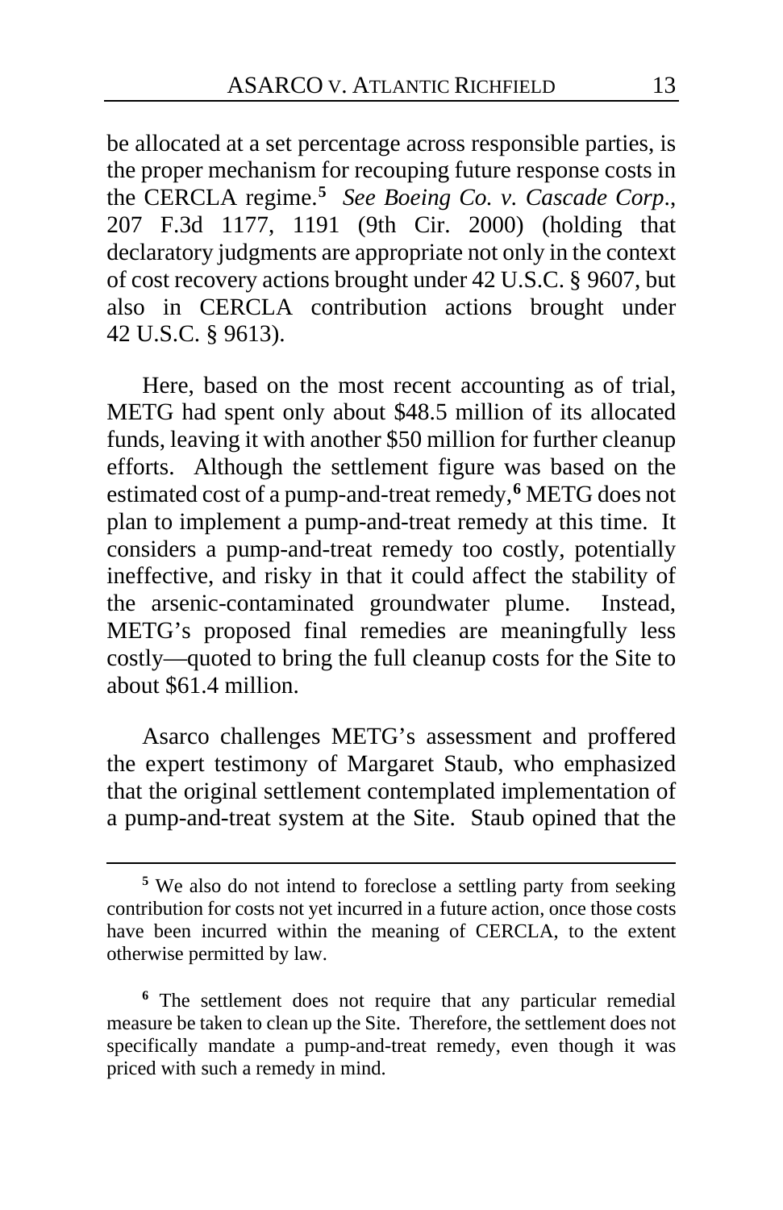be allocated at a set percentage across responsible parties, is the proper mechanism for recouping future response costs in the CERCLA regime.[5] *See Boeing Co. v. Cascade Corp.*, 207 F.3d 1177, 1191 (9th Cir. 2000) (holding that declaratory judgments are appropriate not only in the context of cost recovery actions brought under 42 U.S.C. § 9607, but also in CERCLA contribution actions brought under 42 U.S.C. § 9613).

Here, based on the most recent accounting as of trial, METG had spent only about $48.5 million of its allocated funds, leaving it with another $50 million for further cleanup efforts. Although the settlement figure was based on the estimated cost of a pump-and-treat remedy,[6] METG does not plan to implement a pump-and-treat remedy at this time. It considers a pump-and-treat remedy too costly, potentially ineffective, and risky in that it could affect the stability of the arsenic-contaminated groundwater plume. Instead, METG's proposed final remedies are meaningfully less costly—quoted to bring the full cleanup costs for the Site to about $61.4 million.

Asarco challenges METG's assessment and proffered the expert testimony of Margaret Staub, who emphasized that the original settlement contemplated implementation of a pump-and-treat system at the Site. Staub opined that the

---

[5] We also do not intend to foreclose a settling party from seeking contribution for costs not yet incurred in a future action, once those costs have been incurred within the meaning of CERCLA, to the extent otherwise permitted by law.

[6] The settlement does not require that any particular remedial measure be taken to clean up the Site. Therefore, the settlement does not specifically mandate a pump-and-treat remedy, even though it was priced with such a remedy in mind.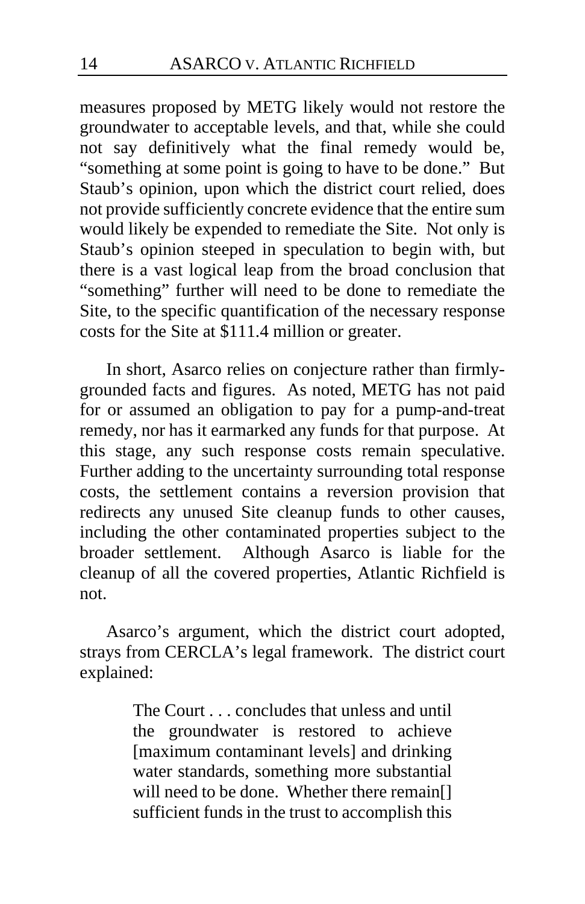measures proposed by METG likely would not restore the groundwater to acceptable levels, and that, while she could not say definitively what the final remedy would be, "something at some point is going to have to be done." But Staub's opinion, upon which the district court relied, does not provide sufficiently concrete evidence that the entire sum would likely be expended to remediate the Site. Not only is Staub's opinion steeped in speculation to begin with, but there is a vast logical leap from the broad conclusion that "something" further will need to be done to remediate the Site, to the specific quantification of the necessary response costs for the Site at $111.4 million or greater.

In short, Asarco relies on conjecture rather than firmly-grounded facts and figures. As noted, METG has not paid for or assumed an obligation to pay for a pump-and-treat remedy, nor has it earmarked any funds for that purpose. At this stage, any such response costs remain speculative. Further adding to the uncertainty surrounding total response costs, the settlement contains a reversion provision that redirects any unused Site cleanup funds to other causes, including the other contaminated properties subject to the broader settlement. Although Asarco is liable for the cleanup of all the covered properties, Atlantic Richfield is not.

Asarco's argument, which the district court adopted, strays from CERCLA's legal framework. The district court explained:

> The Court . . . concludes that unless and until the groundwater is restored to achieve [maximum contaminant levels] and drinking water standards, something more substantial will need to be done. Whether there remain[] sufficient funds in the trust to accomplish this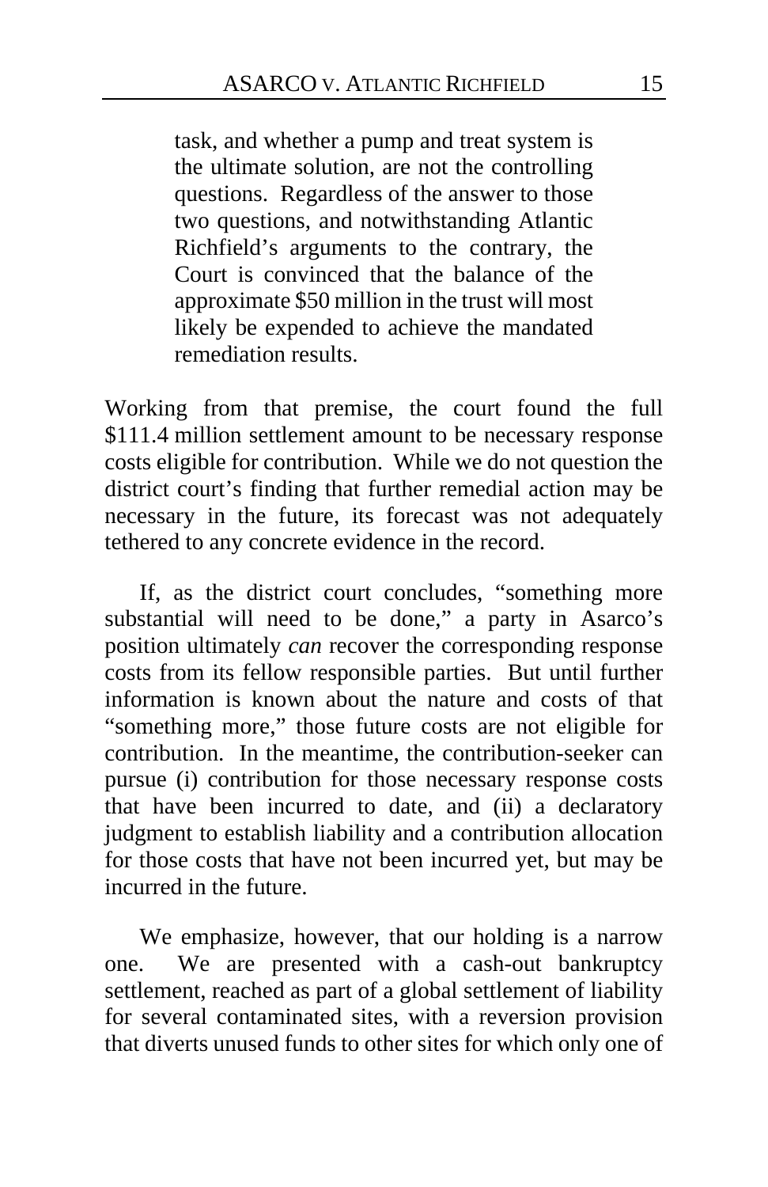> task, and whether a pump and treat system is the ultimate solution, are not the controlling questions. Regardless of the answer to those two questions, and notwithstanding Atlantic Richfield's arguments to the contrary, the Court is convinced that the balance of the approximate $50 million in the trust will most likely be expended to achieve the mandated remediation results.

Working from that premise, the court found the full $111.4 million settlement amount to be necessary response costs eligible for contribution. While we do not question the district court's finding that further remedial action may be necessary in the future, its forecast was not adequately tethered to any concrete evidence in the record.

If, as the district court concludes, "something more substantial will need to be done," a party in Asarco's position ultimately *can* recover the corresponding response costs from its fellow responsible parties. But until further information is known about the nature and costs of that "something more," those future costs are not eligible for contribution. In the meantime, the contribution-seeker can pursue (i) contribution for those necessary response costs that have been incurred to date, and (ii) a declaratory judgment to establish liability and a contribution allocation for those costs that have not been incurred yet, but may be incurred in the future.

We emphasize, however, that our holding is a narrow one. We are presented with a cash-out bankruptcy settlement, reached as part of a global settlement of liability for several contaminated sites, with a reversion provision that diverts unused funds to other sites for which only one of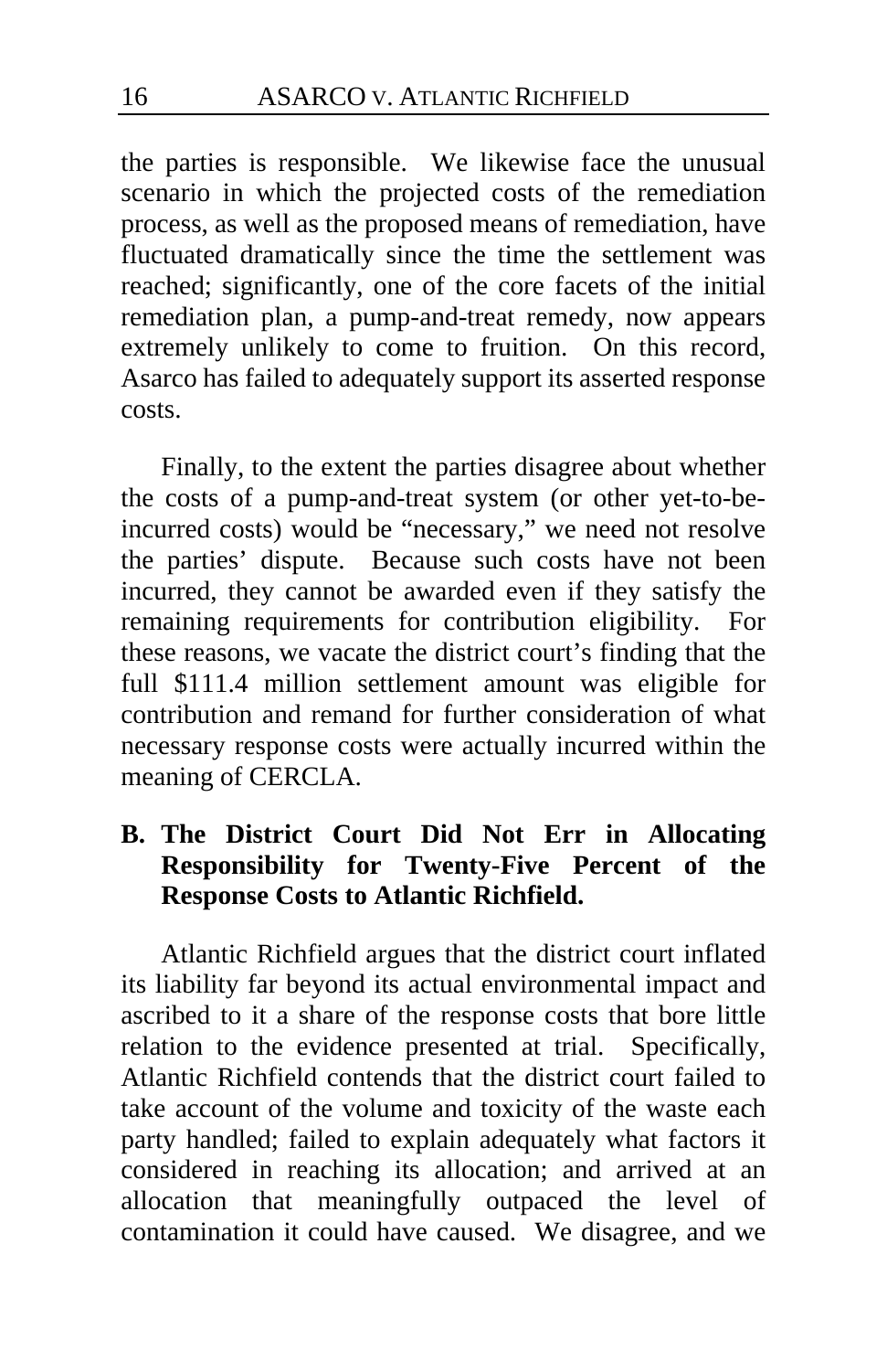the parties is responsible. We likewise face the unusual scenario in which the projected costs of the remediation process, as well as the proposed means of remediation, have fluctuated dramatically since the time the settlement was reached; significantly, one of the core facets of the initial remediation plan, a pump-and-treat remedy, now appears extremely unlikely to come to fruition. On this record, Asarco has failed to adequately support its asserted response costs.

Finally, to the extent the parties disagree about whether the costs of a pump-and-treat system (or other yet-to-be-incurred costs) would be "necessary," we need not resolve the parties' dispute. Because such costs have not been incurred, they cannot be awarded even if they satisfy the remaining requirements for contribution eligibility. For these reasons, we vacate the district court's finding that the full $111.4 million settlement amount was eligible for contribution and remand for further consideration of what necessary response costs were actually incurred within the meaning of CERCLA.

### B. The District Court Did Not Err in Allocating Responsibility for Twenty-Five Percent of the Response Costs to Atlantic Richfield.

Atlantic Richfield argues that the district court inflated its liability far beyond its actual environmental impact and ascribed to it a share of the response costs that bore little relation to the evidence presented at trial. Specifically, Atlantic Richfield contends that the district court failed to take account of the volume and toxicity of the waste each party handled; failed to explain adequately what factors it considered in reaching its allocation; and arrived at an allocation that meaningfully outpaced the level of contamination it could have caused. We disagree, and we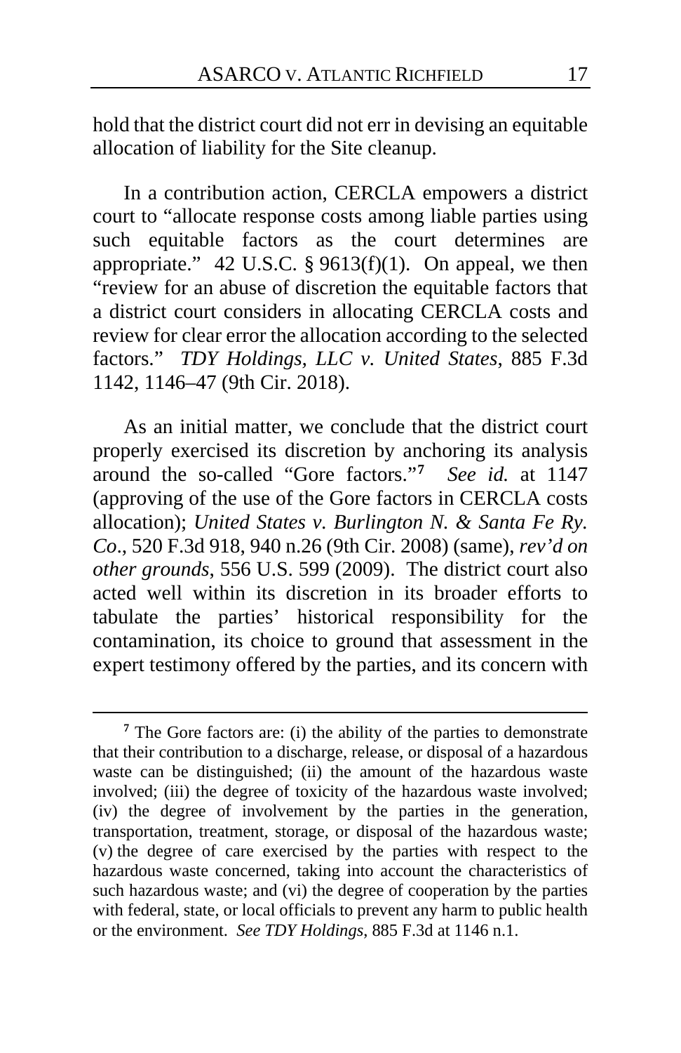hold that the district court did not err in devising an equitable allocation of liability for the Site cleanup.

In a contribution action, CERCLA empowers a district court to "allocate response costs among liable parties using such equitable factors as the court determines are appropriate." 42 U.S.C. § 9613(f)(1). On appeal, we then "review for an abuse of discretion the equitable factors that a district court considers in allocating CERCLA costs and review for clear error the allocation according to the selected factors." *TDY Holdings, LLC v. United States*, 885 F.3d 1142, 1146–47 (9th Cir. 2018).

As an initial matter, we conclude that the district court properly exercised its discretion by anchoring its analysis around the so-called "Gore factors."[7] *See id.* at 1147 (approving of the use of the Gore factors in CERCLA costs allocation); *United States v. Burlington N. & Santa Fe Ry. Co*., 520 F.3d 918, 940 n.26 (9th Cir. 2008) (same), *rev'd on other grounds*, 556 U.S. 599 (2009). The district court also acted well within its discretion in its broader efforts to tabulate the parties' historical responsibility for the contamination, its choice to ground that assessment in the expert testimony offered by the parties, and its concern with

---

[7] The Gore factors are: (i) the ability of the parties to demonstrate that their contribution to a discharge, release, or disposal of a hazardous waste can be distinguished; (ii) the amount of the hazardous waste involved; (iii) the degree of toxicity of the hazardous waste involved; (iv) the degree of involvement by the parties in the generation, transportation, treatment, storage, or disposal of the hazardous waste; (v) the degree of care exercised by the parties with respect to the hazardous waste concerned, taking into account the characteristics of such hazardous waste; and (vi) the degree of cooperation by the parties with federal, state, or local officials to prevent any harm to public health or the environment. *See TDY Holdings*, 885 F.3d at 1146 n.1.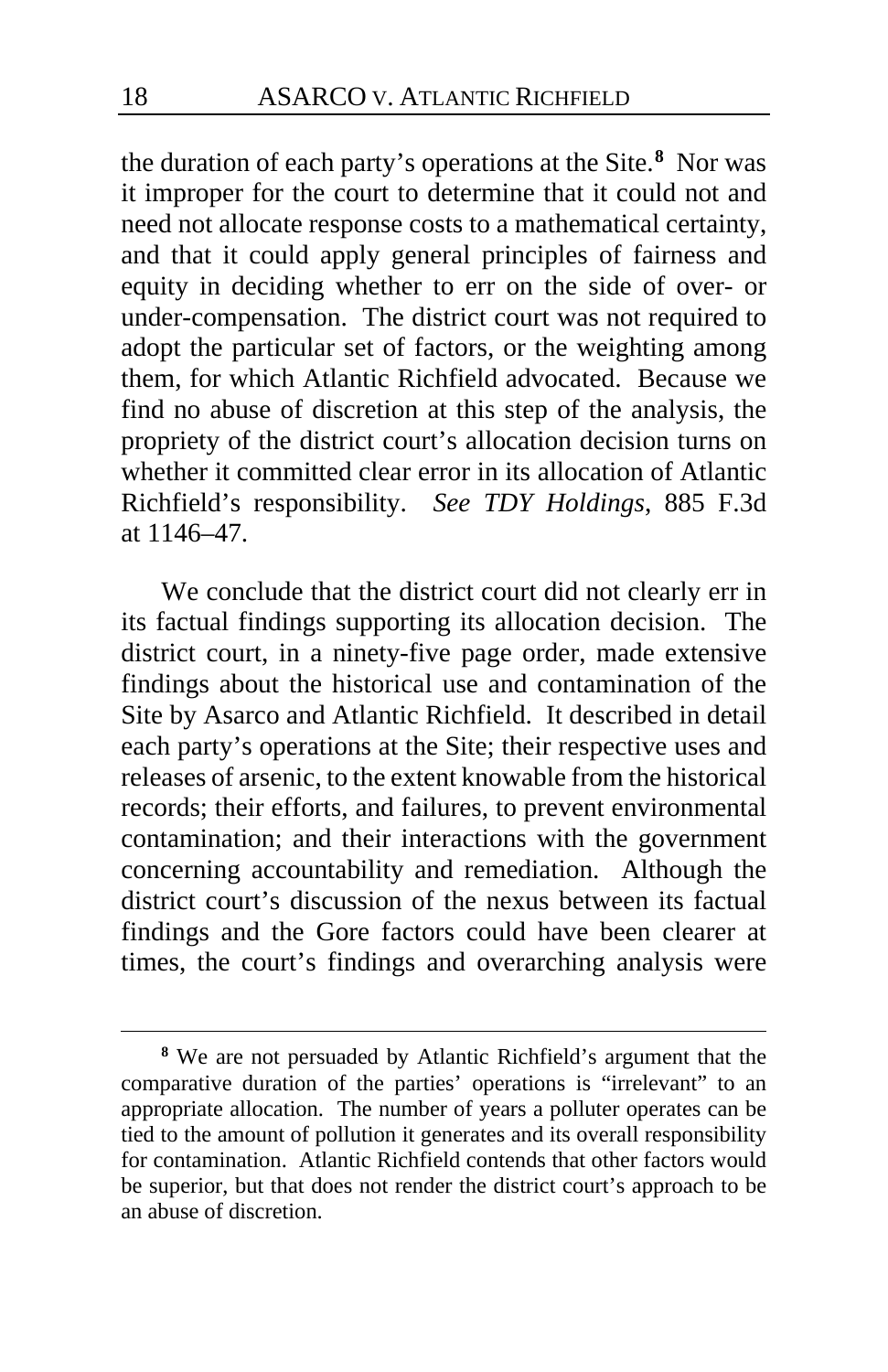the duration of each party's operations at the Site.[8] Nor was it improper for the court to determine that it could not and need not allocate response costs to a mathematical certainty, and that it could apply general principles of fairness and equity in deciding whether to err on the side of over- or under-compensation. The district court was not required to adopt the particular set of factors, or the weighting among them, for which Atlantic Richfield advocated. Because we find no abuse of discretion at this step of the analysis, the propriety of the district court's allocation decision turns on whether it committed clear error in its allocation of Atlantic Richfield's responsibility. *See TDY Holdings*, 885 F.3d at 1146–47.

We conclude that the district court did not clearly err in its factual findings supporting its allocation decision. The district court, in a ninety-five page order, made extensive findings about the historical use and contamination of the Site by Asarco and Atlantic Richfield. It described in detail each party's operations at the Site; their respective uses and releases of arsenic, to the extent knowable from the historical records; their efforts, and failures, to prevent environmental contamination; and their interactions with the government concerning accountability and remediation. Although the district court's discussion of the nexus between its factual findings and the Gore factors could have been clearer at times, the court's findings and overarching analysis were

---

[8] We are not persuaded by Atlantic Richfield's argument that the comparative duration of the parties' operations is "irrelevant" to an appropriate allocation. The number of years a polluter operates can be tied to the amount of pollution it generates and its overall responsibility for contamination. Atlantic Richfield contends that other factors would be superior, but that does not render the district court's approach to be an abuse of discretion.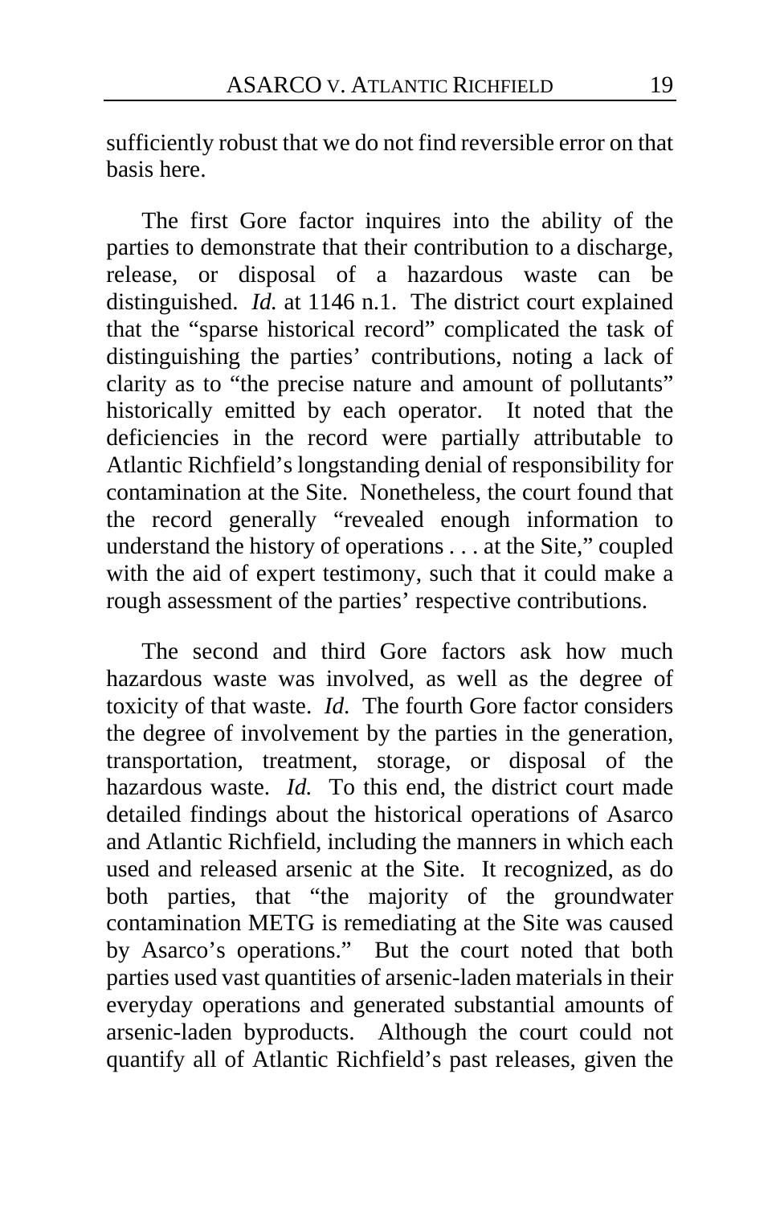sufficiently robust that we do not find reversible error on that basis here.

The first Gore factor inquires into the ability of the parties to demonstrate that their contribution to a discharge, release, or disposal of a hazardous waste can be distinguished. *Id.* at 1146 n.1. The district court explained that the "sparse historical record" complicated the task of distinguishing the parties' contributions, noting a lack of clarity as to "the precise nature and amount of pollutants" historically emitted by each operator. It noted that the deficiencies in the record were partially attributable to Atlantic Richfield's longstanding denial of responsibility for contamination at the Site. Nonetheless, the court found that the record generally "revealed enough information to understand the history of operations . . . at the Site," coupled with the aid of expert testimony, such that it could make a rough assessment of the parties' respective contributions.

The second and third Gore factors ask how much hazardous waste was involved, as well as the degree of toxicity of that waste. *Id.* The fourth Gore factor considers the degree of involvement by the parties in the generation, transportation, treatment, storage, or disposal of the hazardous waste. *Id.* To this end, the district court made detailed findings about the historical operations of Asarco and Atlantic Richfield, including the manners in which each used and released arsenic at the Site. It recognized, as do both parties, that "the majority of the groundwater contamination METG is remediating at the Site was caused by Asarco's operations." But the court noted that both parties used vast quantities of arsenic-laden materials in their everyday operations and generated substantial amounts of arsenic-laden byproducts. Although the court could not quantify all of Atlantic Richfield's past releases, given the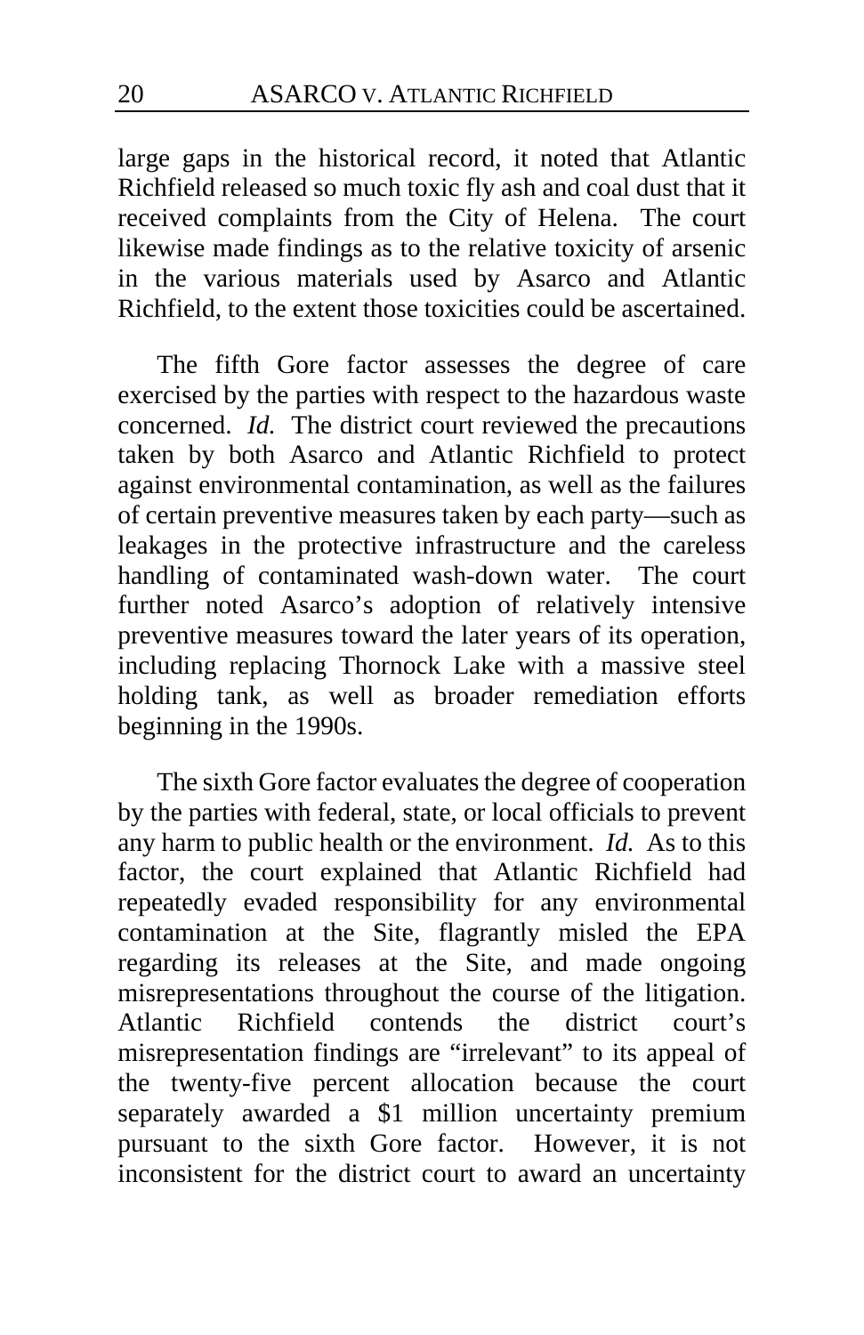large gaps in the historical record, it noted that Atlantic Richfield released so much toxic fly ash and coal dust that it received complaints from the City of Helena. The court likewise made findings as to the relative toxicity of arsenic in the various materials used by Asarco and Atlantic Richfield, to the extent those toxicities could be ascertained.

The fifth Gore factor assesses the degree of care exercised by the parties with respect to the hazardous waste concerned. *Id.* The district court reviewed the precautions taken by both Asarco and Atlantic Richfield to protect against environmental contamination, as well as the failures of certain preventive measures taken by each party—such as leakages in the protective infrastructure and the careless handling of contaminated wash-down water. The court further noted Asarco's adoption of relatively intensive preventive measures toward the later years of its operation, including replacing Thornock Lake with a massive steel holding tank, as well as broader remediation efforts beginning in the 1990s.

The sixth Gore factor evaluates the degree of cooperation by the parties with federal, state, or local officials to prevent any harm to public health or the environment. *Id.* As to this factor, the court explained that Atlantic Richfield had repeatedly evaded responsibility for any environmental contamination at the Site, flagrantly misled the EPA regarding its releases at the Site, and made ongoing misrepresentations throughout the course of the litigation. Atlantic Richfield contends the district court's misrepresentation findings are "irrelevant" to its appeal of the twenty-five percent allocation because the court separately awarded a $1 million uncertainty premium pursuant to the sixth Gore factor. However, it is not inconsistent for the district court to award an uncertainty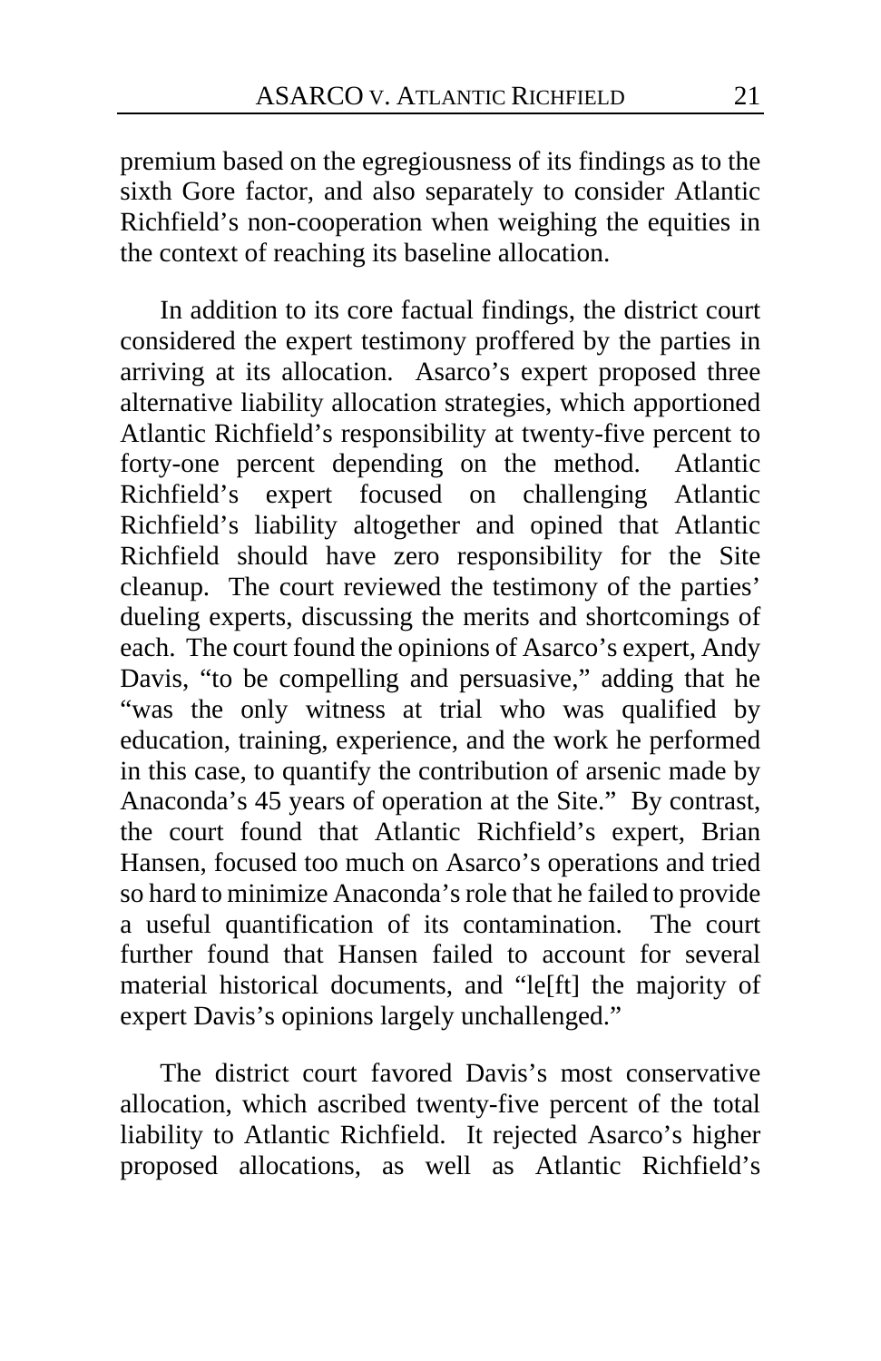premium based on the egregiousness of its findings as to the sixth Gore factor, and also separately to consider Atlantic Richfield's non-cooperation when weighing the equities in the context of reaching its baseline allocation.

In addition to its core factual findings, the district court considered the expert testimony proffered by the parties in arriving at its allocation. Asarco's expert proposed three alternative liability allocation strategies, which apportioned Atlantic Richfield's responsibility at twenty-five percent to forty-one percent depending on the method. Atlantic Richfield's expert focused on challenging Atlantic Richfield's liability altogether and opined that Atlantic Richfield should have zero responsibility for the Site cleanup. The court reviewed the testimony of the parties' dueling experts, discussing the merits and shortcomings of each. The court found the opinions of Asarco's expert, Andy Davis, "to be compelling and persuasive," adding that he "was the only witness at trial who was qualified by education, training, experience, and the work he performed in this case, to quantify the contribution of arsenic made by Anaconda's 45 years of operation at the Site." By contrast, the court found that Atlantic Richfield's expert, Brian Hansen, focused too much on Asarco's operations and tried so hard to minimize Anaconda's role that he failed to provide a useful quantification of its contamination. The court further found that Hansen failed to account for several material historical documents, and "le[ft] the majority of expert Davis's opinions largely unchallenged."

The district court favored Davis's most conservative allocation, which ascribed twenty-five percent of the total liability to Atlantic Richfield. It rejected Asarco's higher proposed allocations, as well as Atlantic Richfield's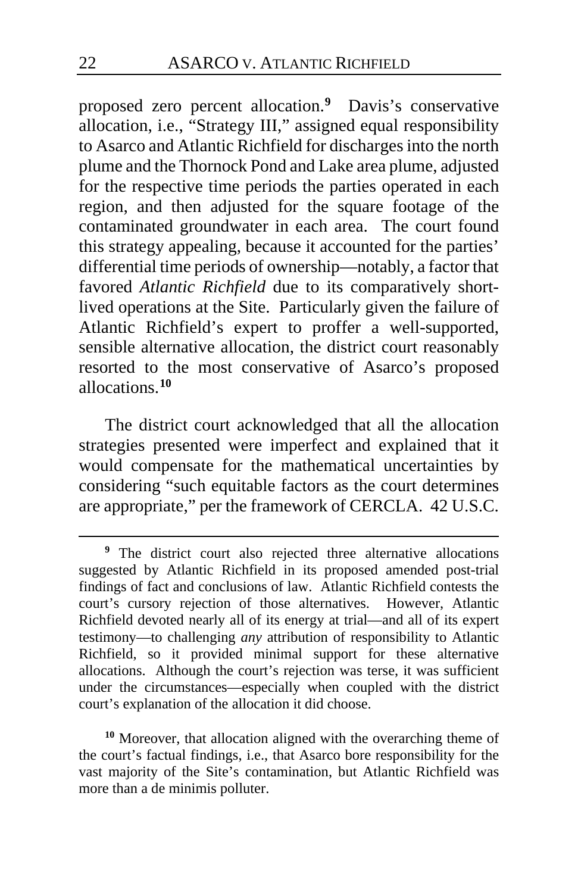proposed zero percent allocation.[9] Davis's conservative allocation, i.e., "Strategy III," assigned equal responsibility to Asarco and Atlantic Richfield for discharges into the north plume and the Thornock Pond and Lake area plume, adjusted for the respective time periods the parties operated in each region, and then adjusted for the square footage of the contaminated groundwater in each area. The court found this strategy appealing, because it accounted for the parties' differential time periods of ownership—notably, a factor that favored *Atlantic Richfield* due to its comparatively short-lived operations at the Site. Particularly given the failure of Atlantic Richfield's expert to proffer a well-supported, sensible alternative allocation, the district court reasonably resorted to the most conservative of Asarco's proposed allocations.[10]

The district court acknowledged that all the allocation strategies presented were imperfect and explained that it would compensate for the mathematical uncertainties by considering "such equitable factors as the court determines are appropriate," per the framework of CERCLA. 42 U.S.C.

---

[9] The district court also rejected three alternative allocations suggested by Atlantic Richfield in its proposed amended post-trial findings of fact and conclusions of law. Atlantic Richfield contests the court's cursory rejection of those alternatives. However, Atlantic Richfield devoted nearly all of its energy at trial—and all of its expert testimony—to challenging *any* attribution of responsibility to Atlantic Richfield, so it provided minimal support for these alternative allocations. Although the court's rejection was terse, it was sufficient under the circumstances—especially when coupled with the district court's explanation of the allocation it did choose.

[10] Moreover, that allocation aligned with the overarching theme of the court's factual findings, i.e., that Asarco bore responsibility for the vast majority of the Site's contamination, but Atlantic Richfield was more than a de minimis polluter.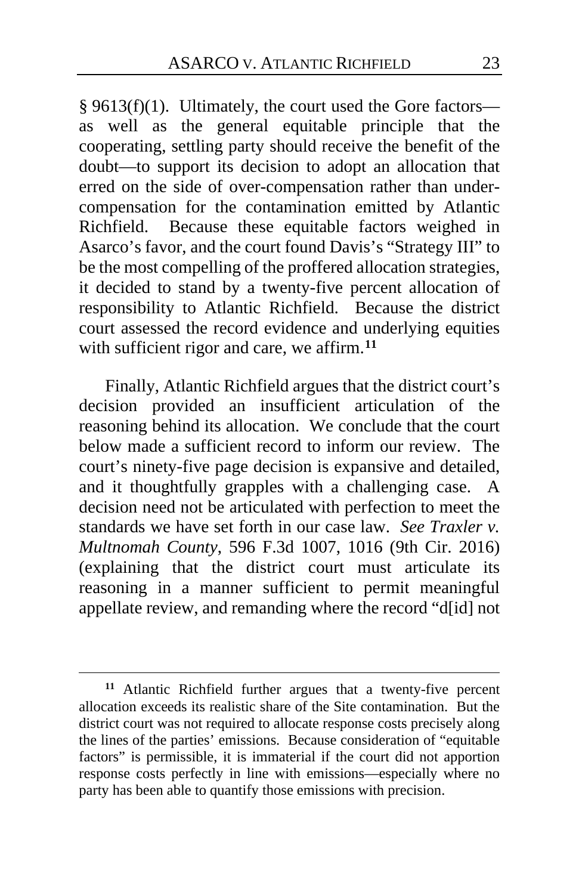§ 9613(f)(1). Ultimately, the court used the Gore factors—as well as the general equitable principle that the cooperating, settling party should receive the benefit of the doubt—to support its decision to adopt an allocation that erred on the side of over-compensation rather than under-compensation for the contamination emitted by Atlantic Richfield. Because these equitable factors weighed in Asarco's favor, and the court found Davis's "Strategy III" to be the most compelling of the proffered allocation strategies, it decided to stand by a twenty-five percent allocation of responsibility to Atlantic Richfield. Because the district court assessed the record evidence and underlying equities with sufficient rigor and care, we affirm.[11]

Finally, Atlantic Richfield argues that the district court's decision provided an insufficient articulation of the reasoning behind its allocation. We conclude that the court below made a sufficient record to inform our review. The court's ninety-five page decision is expansive and detailed, and it thoughtfully grapples with a challenging case. A decision need not be articulated with perfection to meet the standards we have set forth in our case law. *See Traxler v. Multnomah County*, 596 F.3d 1007, 1016 (9th Cir. 2016) (explaining that the district court must articulate its reasoning in a manner sufficient to permit meaningful appellate review, and remanding where the record "d[id] not

---

[11] Atlantic Richfield further argues that a twenty-five percent allocation exceeds its realistic share of the Site contamination. But the district court was not required to allocate response costs precisely along the lines of the parties' emissions. Because consideration of "equitable factors" is permissible, it is immaterial if the court did not apportion response costs perfectly in line with emissions—especially where no party has been able to quantify those emissions with precision.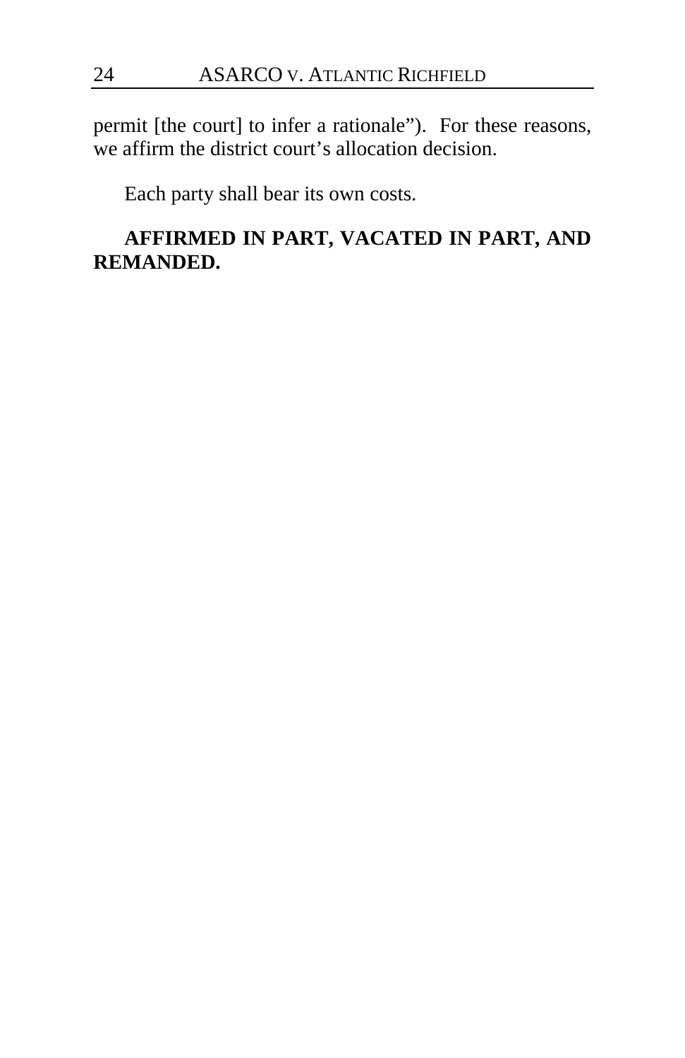permit [the court] to infer a rationale”). For these reasons, we affirm the district court’s allocation decision.

Each party shall bear its own costs.

**AFFIRMED IN PART, VACATED IN PART, AND REMANDED.**